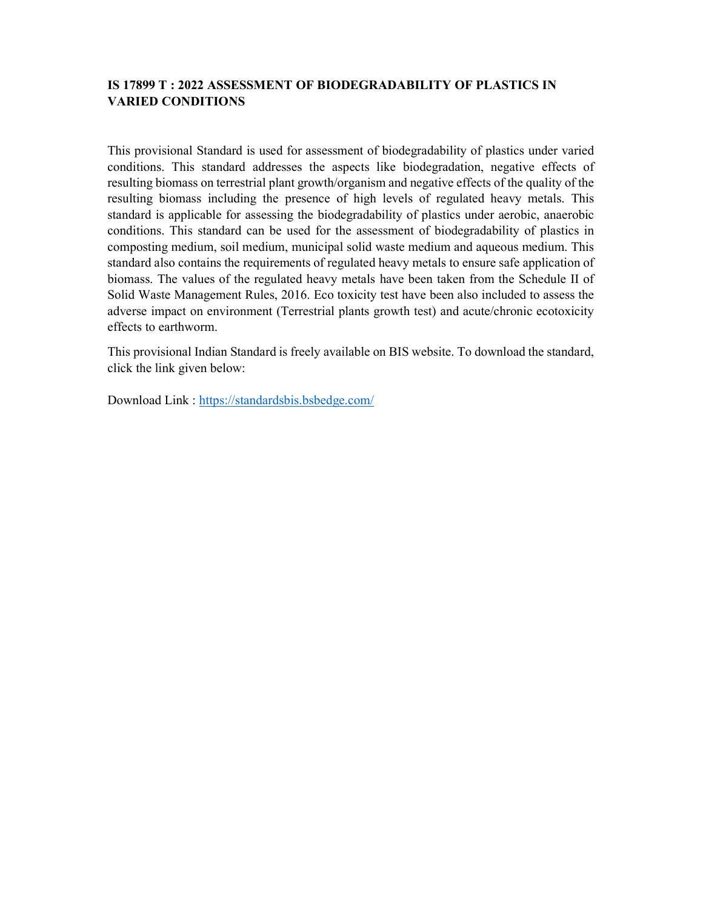**IS 17899 T : 2022 ASSESSMENT OF BIODEGRADABILITY OF PLASTICS IN VARIED CONDITIONS**

This provisional Standard is used for assessment of biodegradability of plastics under varied conditions. This standard addresses the aspects like biodegradation, negative effects of resulting biomass on terrestrial plant growth/organism and negative effects of the quality of the resulting biomass including the presence of high levels of regulated heavy metals. This standard is applicable for assessing the biodegradability of plastics under aerobic, anaerobic conditions. This standard can be used for the assessment of biodegradability of plastics in composting medium, soil medium, municipal solid waste medium and aqueous medium. This standard also contains the requirements of regulated heavy metals to ensure safe application of biomass. The values of the regulated heavy metals have been taken from the Schedule II of Solid Waste Management Rules, 2016. Eco toxicity test have been also included to assess the adverse impact on environment (Terrestrial plants growth test) and acute/chronic ecotoxicity effects to earthworm.

This provisional Indian Standard is freely available on BIS website. To download the standard, click the link given below:

Download Link : https://standardsbis.bsbedge.com/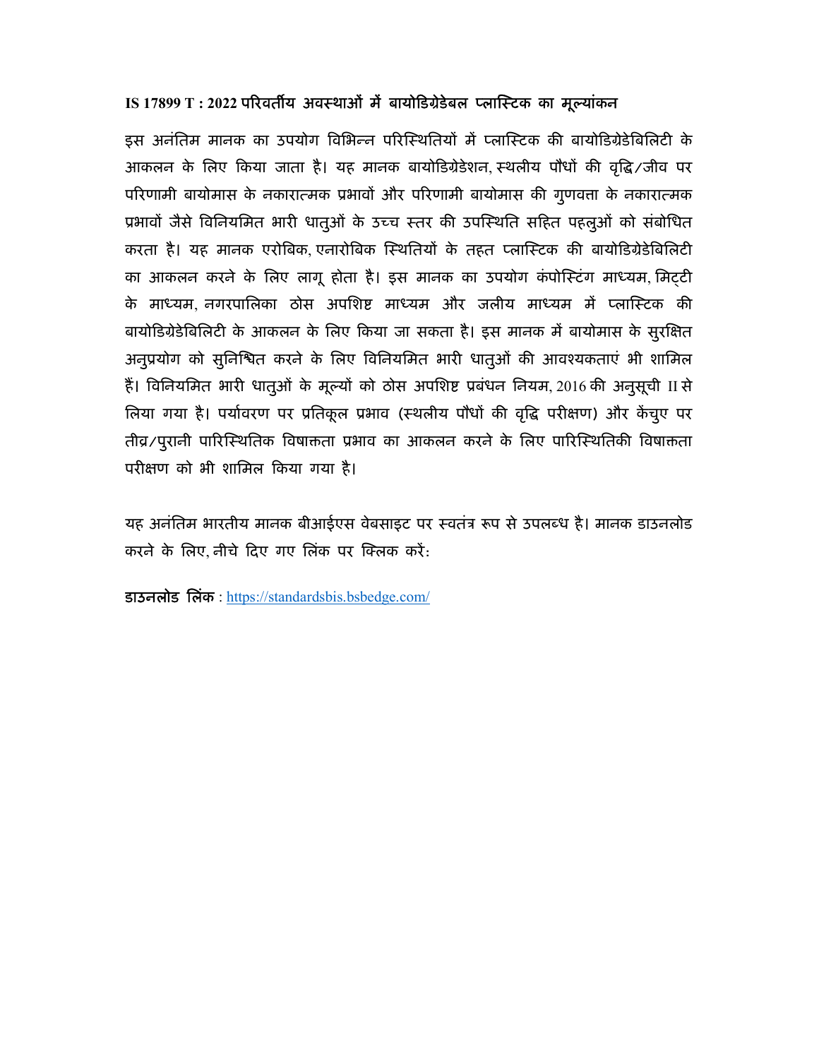**IS 17899 T : 2022 परिवर्तीय अवस्थाओं में बायोडिग्रेडेबल प्लास्टिक का मूल्यांकन**

इस अनंतिम मानक का उपयोग विभिन्न परिस्थितियों में प्लास्टिक की बायोडिग्रेडेबिलिटी के आकलन के लिए किया जाता है। यह मानक बायोडिग्रेडेशन, स्थलीय पौधों की वृद्धि/जीव पर परिणामी बायोमास के नकारात्मक प्रभावों और परिणामी बायोमास की गुणवत्ता के नकारात्मक प्रभावों जैसे विनियमित भारी धातुओं के उच्च स्तर की उपस्थिति सहित पहलुओं को संबोधित करता है। यह मानक एरोबिक, एनारोबिक स्थितियों के तहत प्लास्टिक की बायोडिग्रेडेबिलिटी का आकलन करने के लिए लागू होता है। इस मानक का उपयोग कंपोस्टिंग माध्यम, मिट्टी के माध्यम, नगरपालिका ठोस अपशिष्ट माध्यम और जलीय माध्यम में प्लास्टिक की बायोडिग्रेडेबिलिटी के आकलन के लिए किया जा सकता है। इस मानक में बायोमास के सुरक्षित अनुप्रयोग को सुनिश्चित करने के लिए विनियमित भारी धातुओं की आवश्यकताएं भी शामिल हैं। विनियमित भारी धातुओं के मूल्यों को ठोस अपशिष्ट प्रबंधन नियम, 2016 की अनुसूची II से लिया गया है। पर्यावरण पर प्रतिकूल प्रभाव (स्थलीय पौधों की वृद्धि परीक्षण) और केंचुए पर तीव्र/पुरानी पारिस्थितिक विषाक्तता प्रभाव का आकलन करने के लिए पारिस्थितिकी विषाक्तता परीक्षण को भी शामिल किया गया है।

यह अनंतिम भारतीय मानक बीआईएस वेबसाइट पर स्वतंत्र रूप से उपलब्ध है। मानक डाउनलोड करने के लिए, नीचे दिए गए लिंक पर क्लिक करें:

**डाउनलोड लिंक** : https://standardsbis.bsbedge.com/